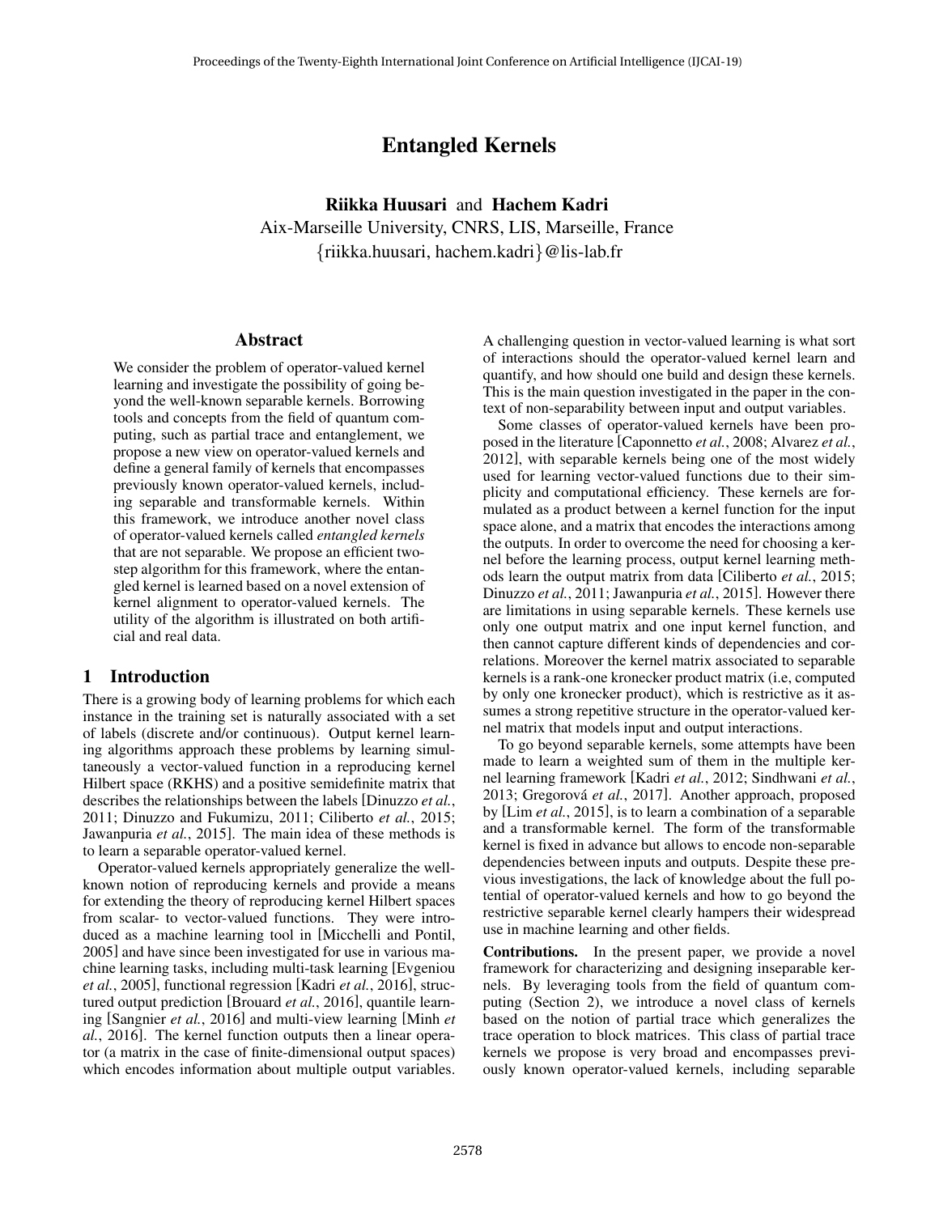# Entangled Kernels

**Riikka Huusari** and **Hachem Kadri**
Aix-Marseille University, CNRS, LIS, Marseille, France
{riikka.huusari, hachem.kadri}@lis-lab.fr

## Abstract

We consider the problem of operator-valued kernel learning and investigate the possibility of going beyond the well-known separable kernels. Borrowing tools and concepts from the field of quantum computing, such as partial trace and entanglement, we propose a new view on operator-valued kernels and define a general family of kernels that encompasses previously known operator-valued kernels, including separable and transformable kernels. Within this framework, we introduce another novel class of operator-valued kernels called *entangled kernels* that are not separable. We propose an efficient two-step algorithm for this framework, where the entangled kernel is learned based on a novel extension of kernel alignment to operator-valued kernels. The utility of the algorithm is illustrated on both artificial and real data.

## 1 Introduction

There is a growing body of learning problems for which each instance in the training set is naturally associated with a set of labels (discrete and/or continuous). Output kernel learning algorithms approach these problems by learning simultaneously a vector-valued function in a reproducing kernel Hilbert space (RKHS) and a positive semidefinite matrix that describes the relationships between the labels [Dinuzzo *et al.*, 2011; Dinuzzo and Fukumizu, 2011; Ciliberto *et al.*, 2015; Jawanpuria *et al.*, 2015]. The main idea of these methods is to learn a separable operator-valued kernel.

Operator-valued kernels appropriately generalize the well-known notion of reproducing kernels and provide a means for extending the theory of reproducing kernel Hilbert spaces from scalar- to vector-valued functions. They were introduced as a machine learning tool in [Micchelli and Pontil, 2005] and have since been investigated for use in various machine learning tasks, including multi-task learning [Evgeniou *et al.*, 2005], functional regression [Kadri *et al.*, 2016], structured output prediction [Brouard *et al.*, 2016], quantile learning [Sangnier *et al.*, 2016] and multi-view learning [Minh *et al.*, 2016]. The kernel function outputs then a linear operator (a matrix in the case of finite-dimensional output spaces) which encodes information about multiple output variables. A challenging question in vector-valued learning is what sort of interactions should the operator-valued kernel learn and quantify, and how should one build and design these kernels. This is the main question investigated in the paper in the context of non-separability between input and output variables.

Some classes of operator-valued kernels have been proposed in the literature [Caponnetto *et al.*, 2008; Alvarez *et al.*, 2012], with separable kernels being one of the most widely used for learning vector-valued functions due to their simplicity and computational efficiency. These kernels are formulated as a product between a kernel function for the input space alone, and a matrix that encodes the interactions among the outputs. In order to overcome the need for choosing a kernel before the learning process, output kernel learning methods learn the output matrix from data [Ciliberto *et al.*, 2015; Dinuzzo *et al.*, 2011; Jawanpuria *et al.*, 2015]. However there are limitations in using separable kernels. These kernels use only one output matrix and one input kernel function, and then cannot capture different kinds of dependencies and correlations. Moreover the kernel matrix associated to separable kernels is a rank-one kronecker product matrix (i.e, computed by only one kronecker product), which is restrictive as it assumes a strong repetitive structure in the operator-valued kernel matrix that models input and output interactions.

To go beyond separable kernels, some attempts have been made to learn a weighted sum of them in the multiple kernel learning framework [Kadri *et al.*, 2012; Sindhwani *et al.*, 2013; Gregorová *et al.*, 2017]. Another approach, proposed by [Lim *et al.*, 2015], is to learn a combination of a separable and a transformable kernel. The form of the transformable kernel is fixed in advance but allows to encode non-separable dependencies between inputs and outputs. Despite these previous investigations, the lack of knowledge about the full potential of operator-valued kernels and how to go beyond the restrictive separable kernel clearly hampers their widespread use in machine learning and other fields.

**Contributions.** In the present paper, we provide a novel framework for characterizing and designing inseparable kernels. By leveraging tools from the field of quantum computing (Section 2), we introduce a novel class of kernels based on the notion of partial trace which generalizes the trace operation to block matrices. This class of partial trace kernels we propose is very broad and encompasses previously known operator-valued kernels, including separable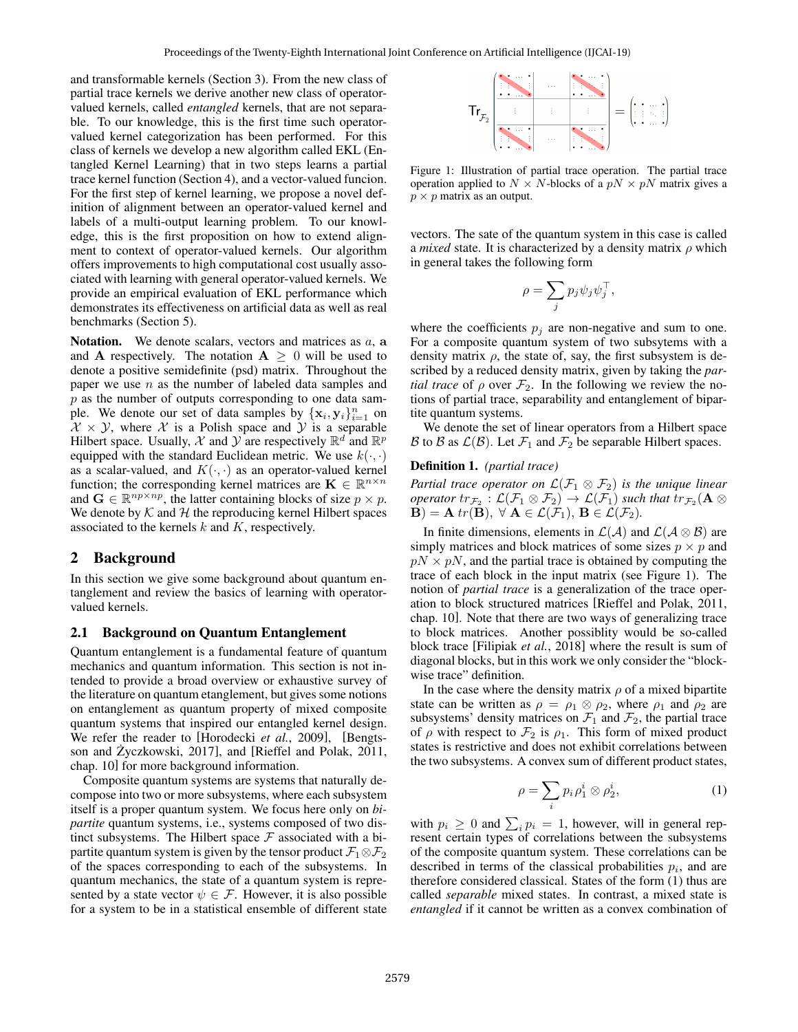and transformable kernels (Section 3). From the new class of partial trace kernels we derive another new class of operator-valued kernels, called *entangled* kernels, that are not separable. To our knowledge, this is the first time such operator-valued kernel categorization has been performed. For this class of kernels we develop a new algorithm called EKL (Entangled Kernel Learning) that in two steps learns a partial trace kernel function (Section 4), and a vector-valued funcion. For the first step of kernel learning, we propose a novel definition of alignment between an operator-valued kernel and labels of a multi-output learning problem. To our knowledge, this is the first proposition on how to extend alignment to context of operator-valued kernels. Our algorithm offers improvements to high computational cost usually associated with learning with general operator-valued kernels. We provide an empirical evaluation of EKL performance which demonstrates its effectiveness on artificial data as well as real benchmarks (Section 5).

**Notation.** We denote scalars, vectors and matrices as $a$, $\mathbf{a}$ and $\mathbf{A}$ respectively. The notation $\mathbf{A} \geq 0$ will be used to denote a positive semidefinite (psd) matrix. Throughout the paper we use $n$ as the number of labeled data samples and $p$ as the number of outputs corresponding to one data sample. We denote our set of data samples by $\{\mathbf{x}_i, \mathbf{y}_i\}_{i=1}^n$ on $\mathcal{X} \times \mathcal{Y}$, where $\mathcal{X}$ is a Polish space and $\mathcal{Y}$ is a separable Hilbert space. Usually, $\mathcal{X}$ and $\mathcal{Y}$ are respectively $\mathbb{R}^d$ and $\mathbb{R}^p$ equipped with the standard Euclidean metric. We use $k(\cdot, \cdot)$ as a scalar-valued, and $K(\cdot, \cdot)$ as an operator-valued kernel function; the corresponding kernel matrices are $\mathbf{K} \in \mathbb{R}^{n \times n}$ and $\mathbf{G} \in \mathbb{R}^{np \times np}$, the latter containing blocks of size $p \times p$. We denote by $\mathcal{K}$ and $\mathcal{H}$ the reproducing kernel Hilbert spaces associated to the kernels $k$ and $K$, respectively.

## 2 Background

In this section we give some background about quantum entanglement and review the basics of learning with operator-valued kernels.

### 2.1 Background on Quantum Entanglement

Quantum entanglement is a fundamental feature of quantum mechanics and quantum information. This section is not intended to provide a broad overview or exhaustive survey of the literature on quantum etanglement, but gives some notions on entanglement as quantum property of mixed composite quantum systems that inspired our entangled kernel design. We refer the reader to [Horodecki *et al.*, 2009], [Bengtsson and Życzkowski, 2017], and [Rieffel and Polak, 2011, chap. 10] for more background information.

Composite quantum systems are systems that naturally decompose into two or more subsystems, where each subsystem itself is a proper quantum system. We focus here only on *bipartite* quantum systems, i.e., systems composed of two distinct subsystems. The Hilbert space $\mathcal{F}$ associated with a bipartite quantum system is given by the tensor product $\mathcal{F}_1 \otimes \mathcal{F}_2$ of the spaces corresponding to each of the subsystems. In quantum mechanics, the state of a quantum system is represented by a state vector $\psi \in \mathcal{F}$. However, it is also possible for a system to be in a statistical ensemble of different state vectors. The sate of the quantum system in this case is called a *mixed* state. It is characterized by a density matrix $\rho$ which in general takes the following form

$$\rho = \sum_j p_j \psi_j \psi_j^\top,$$

where the coefficients $p_j$ are non-negative and sum to one. For a composite quantum system of two subsytems with a density matrix $\rho$, the state of, say, the first subsystem is described by a reduced density matrix, given by taking the *partial trace* of $\rho$ over $\mathcal{F}_2$. In the following we review the notions of partial trace, separability and entanglement of bipartite quantum systems.

Figure 1: Illustration of partial trace operation. The partial trace operation applied to $N \times N$-blocks of a $pN \times pN$ matrix gives a $p \times p$ matrix as an output.

We denote the set of linear operators from a Hilbert space $\mathcal{B}$ to $\mathcal{B}$ as $\mathcal{L}(\mathcal{B})$. Let $\mathcal{F}_1$ and $\mathcal{F}_2$ be separable Hilbert spaces.

**Definition 1.** *(partial trace)*
*Partial trace operator on $\mathcal{L}(\mathcal{F}_1 \otimes \mathcal{F}_2)$ is the unique linear operator $tr_{\mathcal{F}_2} : \mathcal{L}(\mathcal{F}_1 \otimes \mathcal{F}_2) \to \mathcal{L}(\mathcal{F}_1)$ such that $tr_{\mathcal{F}_2}(\mathbf{A} \otimes \mathbf{B}) = \mathbf{A}\, tr(\mathbf{B}),\ \forall\, \mathbf{A} \in \mathcal{L}(\mathcal{F}_1),\ \mathbf{B} \in \mathcal{L}(\mathcal{F}_2)$.*

In finite dimensions, elements in $\mathcal{L}(\mathcal{A})$ and $\mathcal{L}(\mathcal{A} \otimes \mathcal{B})$ are simply matrices and block matrices of some sizes $p \times p$ and $pN \times pN$, and the partial trace is obtained by computing the trace of each block in the input matrix (see Figure 1). The notion of *partial trace* is a generalization of the trace operation to block structured matrices [Rieffel and Polak, 2011, chap. 10]. Note that there are two ways of generalizing trace to block matrices. Another possiblity would be so-called block trace [Filipiak *et al.*, 2018] where the result is sum of diagonal blocks, but in this work we only consider the "block-wise trace" definition.

In the case where the density matrix $\rho$ of a mixed bipartite state can be written as $\rho = \rho_1 \otimes \rho_2$, where $\rho_1$ and $\rho_2$ are subsystems' density matrices on $\mathcal{F}_1$ and $\mathcal{F}_2$, the partial trace of $\rho$ with respect to $\mathcal{F}_2$ is $\rho_1$. This form of mixed product states is restrictive and does not exhibit correlations between the two subsystems. A convex sum of different product states,

$$\rho = \sum_i p_i \rho_1^i \otimes \rho_2^i, \tag{1}$$

with $p_i \geq 0$ and $\sum_i p_i = 1$, however, will in general represent certain types of correlations between the subsystems of the composite quantum system. These correlations can be described in terms of the classical probabilities $p_i$, and are therefore considered classical. States of the form (1) thus are called *separable* mixed states. In contrast, a mixed state is *entangled* if it cannot be written as a convex combination of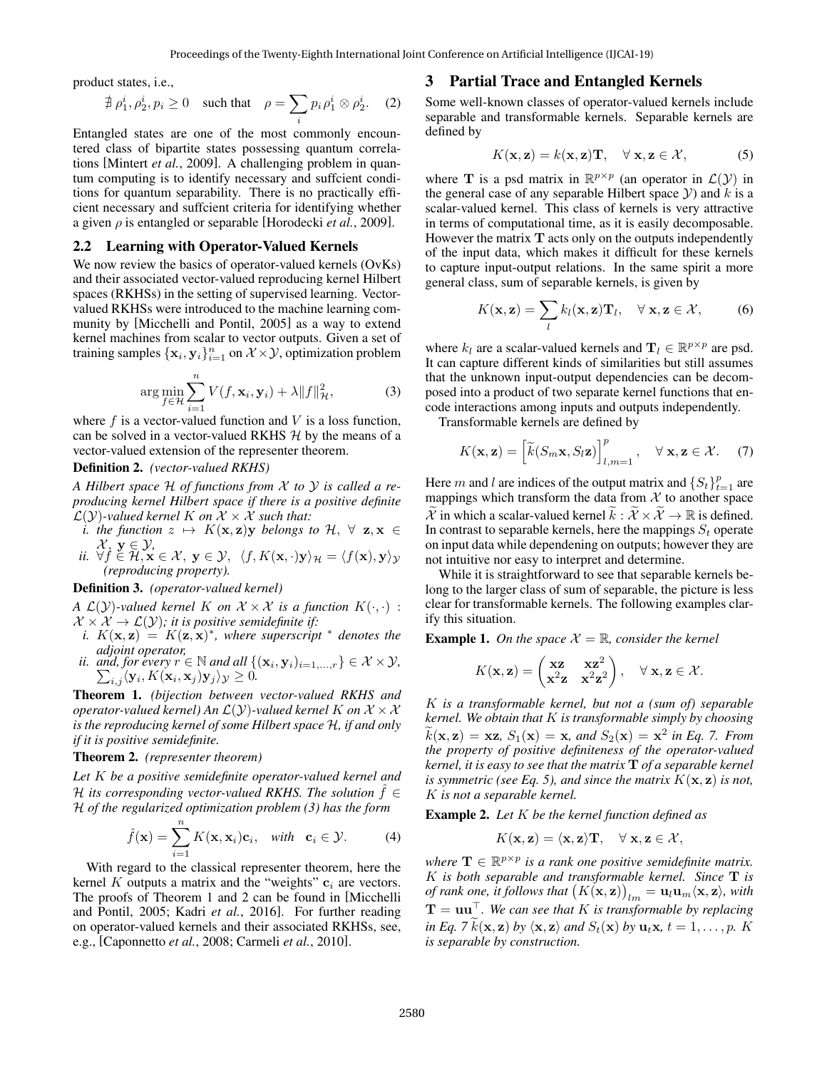product states, i.e.,

$$\nexists\, \rho_1^i, \rho_2^i, p_i \geq 0 \quad \text{such that} \quad \rho = \sum_i p_i \rho_1^i \otimes \rho_2^i. \quad (2)$$

Entangled states are one of the most commonly encountered class of bipartite states possessing quantum correlations [Mintert *et al.*, 2009]. A challenging problem in quantum computing is to identify necessary and suffcient conditions for quantum separability. There is no practically efficient necessary and suffcient criteria for identifying whether a given $\rho$ is entangled or separable [Horodecki *et al.*, 2009].

### 2.2 Learning with Operator-Valued Kernels

We now review the basics of operator-valued kernels (OvKs) and their associated vector-valued reproducing kernel Hilbert spaces (RKHSs) in the setting of supervised learning. Vector-valued RKHSs were introduced to the machine learning community by [Micchelli and Pontil, 2005] as a way to extend kernel machines from scalar to vector outputs. Given a set of training samples $\{\mathbf{x}_i, \mathbf{y}_i\}_{i=1}^n$ on $\mathcal{X} \times \mathcal{Y}$, optimization problem

$$\arg\min_{f \in \mathcal{H}} \sum_{i=1}^{n} V(f, \mathbf{x}_i, \mathbf{y}_i) + \lambda \|f\|_{\mathcal{H}}^2, \quad (3)$$

where $f$ is a vector-valued function and $V$ is a loss function, can be solved in a vector-valued RKHS $\mathcal{H}$ by the means of a vector-valued extension of the representer theorem.

**Definition 2.** *(vector-valued RKHS)*

*A Hilbert space $\mathcal{H}$ of functions from $\mathcal{X}$ to $\mathcal{Y}$ is called a reproducing kernel Hilbert space if there is a positive definite $\mathcal{L}(\mathcal{Y})$-valued kernel $K$ on $\mathcal{X} \times \mathcal{X}$ such that:*

*i. the function $z \mapsto K(\mathbf{x}, \mathbf{z})\mathbf{y}$ belongs to $\mathcal{H}$, $\forall\ \mathbf{z}, \mathbf{x} \in \mathcal{X},\ \mathbf{y} \in \mathcal{Y}$,*

*ii. $\forall f \in \mathcal{H}, \mathbf{x} \in \mathcal{X},\ \mathbf{y} \in \mathcal{Y},\ \langle f, K(\mathbf{x}, \cdot)\mathbf{y}\rangle_{\mathcal{H}} = \langle f(\mathbf{x}), \mathbf{y}\rangle_{\mathcal{Y}}$ (reproducing property).*

**Definition 3.** *(operator-valued kernel)*

*A $\mathcal{L}(\mathcal{Y})$-valued kernel $K$ on $\mathcal{X} \times \mathcal{X}$ is a function $K(\cdot, \cdot) : \mathcal{X} \times \mathcal{X} \to \mathcal{L}(\mathcal{Y})$; it is positive semidefinite if:*

*i. $K(\mathbf{x}, \mathbf{z}) = K(\mathbf{z}, \mathbf{x})^*$, where superscript $^*$ denotes the adjoint operator,*

*ii. and, for every $r \in \mathbb{N}$ and all $\{(\mathbf{x}_i, \mathbf{y}_i)_{i=1,\ldots,r}\} \in \mathcal{X} \times \mathcal{Y}$, $\sum_{i,j} \langle \mathbf{y}_i, K(\mathbf{x}_i, \mathbf{x}_j)\mathbf{y}_j\rangle_{\mathcal{Y}} \geq 0$.*

**Theorem 1.** *(bijection between vector-valued RKHS and operator-valued kernel) An $\mathcal{L}(\mathcal{Y})$-valued kernel $K$ on $\mathcal{X} \times \mathcal{X}$ is the reproducing kernel of some Hilbert space $\mathcal{H}$, if and only if it is positive semidefinite.*

**Theorem 2.** *(representer theorem)*

*Let $K$ be a positive semidefinite operator-valued kernel and $\mathcal{H}$ its corresponding vector-valued RKHS. The solution $\hat{f} \in \mathcal{H}$ of the regularized optimization problem (3) has the form*

$$\hat{f}(\mathbf{x}) = \sum_{i=1}^{n} K(\mathbf{x}, \mathbf{x}_i)\mathbf{c}_i, \quad \textit{with} \quad \mathbf{c}_i \in \mathcal{Y}. \quad (4)$$

With regard to the classical representer theorem, here the kernel $K$ outputs a matrix and the "weights" $\mathbf{c}_i$ are vectors. The proofs of Theorem 1 and 2 can be found in [Micchelli and Pontil, 2005; Kadri *et al.*, 2016]. For further reading on operator-valued kernels and their associated RKHSs, see, e.g., [Caponnetto *et al.*, 2008; Carmeli *et al.*, 2010].

## 3 Partial Trace and Entangled Kernels

Some well-known classes of operator-valued kernels include separable and transformable kernels. Separable kernels are defined by

$$K(\mathbf{x}, \mathbf{z}) = k(\mathbf{x}, \mathbf{z})\mathbf{T}, \quad \forall\ \mathbf{x}, \mathbf{z} \in \mathcal{X}, \quad (5)$$

where $\mathbf{T}$ is a psd matrix in $\mathbb{R}^{p \times p}$ (an operator in $\mathcal{L}(\mathcal{Y})$ in the general case of any separable Hilbert space $\mathcal{Y}$) and $k$ is a scalar-valued kernel. This class of kernels is very attractive in terms of computational time, as it is easily decomposable. However the matrix $\mathbf{T}$ acts only on the outputs independently of the input data, which makes it difficult for these kernels to capture input-output relations. In the same spirit a more general class, sum of separable kernels, is given by

$$K(\mathbf{x}, \mathbf{z}) = \sum_l k_l(\mathbf{x}, \mathbf{z})\mathbf{T}_l, \quad \forall\ \mathbf{x}, \mathbf{z} \in \mathcal{X}, \quad (6)$$

where $k_l$ are a scalar-valued kernels and $\mathbf{T}_l \in \mathbb{R}^{p \times p}$ are psd. It can capture different kinds of similarities but still assumes that the unknown input-output dependencies can be decomposed into a product of two separate kernel functions that encode interactions among inputs and outputs independently.

Transformable kernels are defined by

$$K(\mathbf{x}, \mathbf{z}) = \left[\widetilde{k}(S_m\mathbf{x}, S_l\mathbf{z})\right]_{l,m=1}^{p}, \quad \forall\ \mathbf{x}, \mathbf{z} \in \mathcal{X}. \quad (7)$$

Here $m$ and $l$ are indices of the output matrix and $\{S_t\}_{t=1}^p$ are mappings which transform the data from $\mathcal{X}$ to another space $\widetilde{\mathcal{X}}$ in which a scalar-valued kernel $\widetilde{k} : \widetilde{\mathcal{X}} \times \widetilde{\mathcal{X}} \to \mathbb{R}$ is defined. In contrast to separable kernels, here the mappings $S_t$ operate on input data while dependening on outputs; however they are not intuitive nor easy to interpret and determine.

While it is straightforward to see that separable kernels belong to the larger class of sum of separable, the picture is less clear for transformable kernels. The following examples clarify this situation.

**Example 1.** *On the space $\mathcal{X} = \mathbb{R}$, consider the kernel*

$$K(\mathbf{x}, \mathbf{z}) = \begin{pmatrix} \mathbf{xz} & \mathbf{xz}^2 \\ \mathbf{x}^2\mathbf{z} & \mathbf{x}^2\mathbf{z}^2 \end{pmatrix}, \quad \forall\ \mathbf{x}, \mathbf{z} \in \mathcal{X}.$$

*$K$ is a transformable kernel, but not a (sum of) separable kernel. We obtain that $K$ is transformable simply by choosing $\widetilde{k}(\mathbf{x}, \mathbf{z}) = \mathbf{xz}$, $S_1(\mathbf{x}) = \mathbf{x}$, and $S_2(\mathbf{x}) = \mathbf{x}^2$ in Eq. 7. From the property of positive definiteness of the operator-valued kernel, it is easy to see that the matrix $\mathbf{T}$ of a separable kernel is symmetric (see Eq. 5), and since the matrix $K(\mathbf{x}, \mathbf{z})$ is not, $K$ is not a separable kernel.*

**Example 2.** *Let $K$ be the kernel function defined as*

$$K(\mathbf{x}, \mathbf{z}) = \langle \mathbf{x}, \mathbf{z}\rangle \mathbf{T}, \quad \forall\ \mathbf{x}, \mathbf{z} \in \mathcal{X},$$

*where $\mathbf{T} \in \mathbb{R}^{p \times p}$ is a rank one positive semidefinite matrix. $K$ is both separable and transformable kernel. Since $\mathbf{T}$ is of rank one, it follows that $\big(K(\mathbf{x}, \mathbf{z})\big)_{lm} = \mathbf{u}_l\mathbf{u}_m\langle \mathbf{x}, \mathbf{z}\rangle$, with $\mathbf{T} = \mathbf{u}\mathbf{u}^\top$. We can see that $K$ is transformable by replacing in Eq. 7 $\widetilde{k}(\mathbf{x}, \mathbf{z})$ by $\langle \mathbf{x}, \mathbf{z}\rangle$ and $S_t(\mathbf{x})$ by $\mathbf{u}_t\mathbf{x}$, $t = 1, \ldots, p$. $K$ is separable by construction.*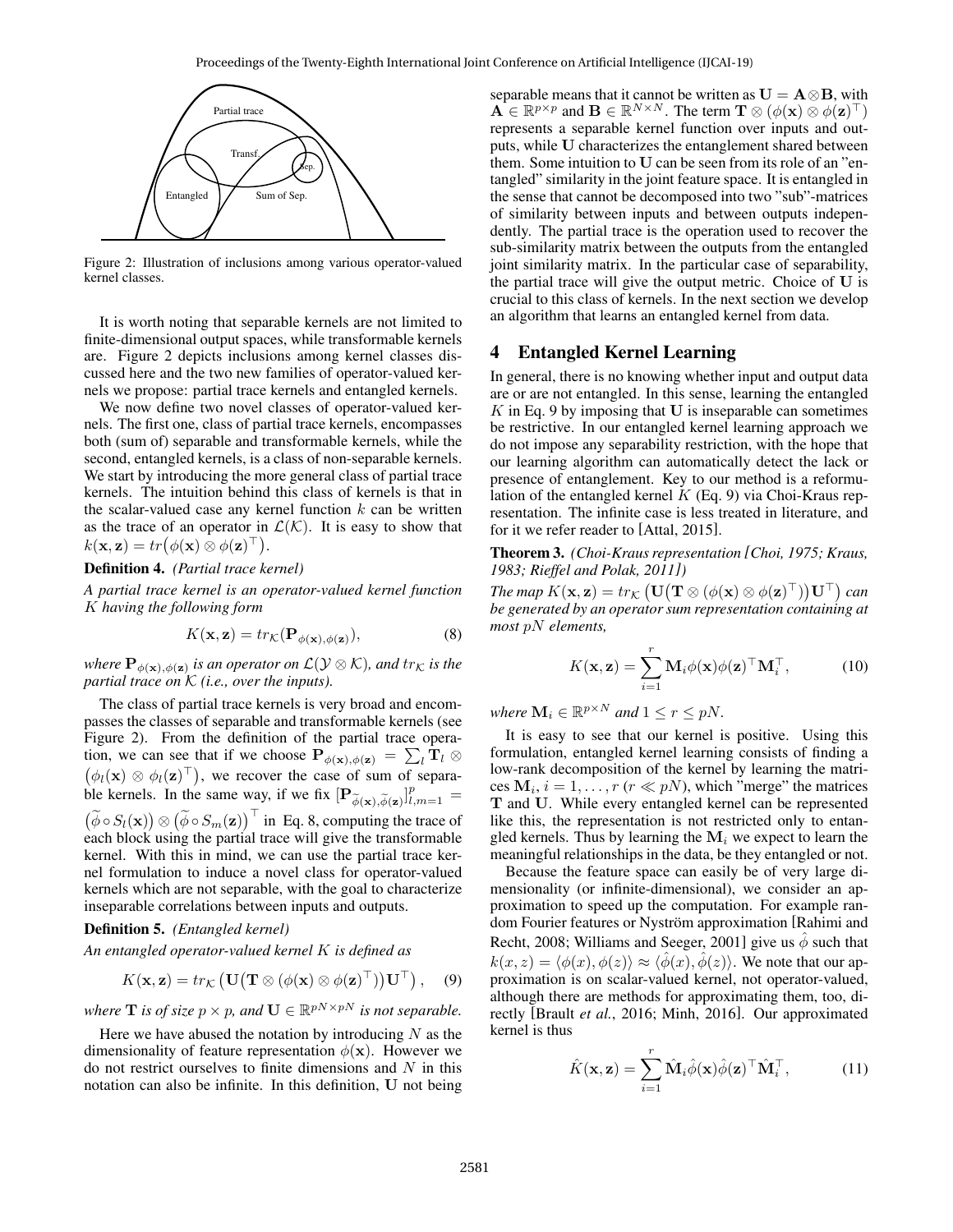Figure 2: Illustration of inclusions among various operator-valued kernel classes.

It is worth noting that separable kernels are not limited to finite-dimensional output spaces, while transformable kernels are. Figure 2 depicts inclusions among kernel classes discussed here and the two new families of operator-valued kernels we propose: partial trace kernels and entangled kernels.

We now define two novel classes of operator-valued kernels. The first one, class of partial trace kernels, encompasses both (sum of) separable and transformable kernels, while the second, entangled kernels, is a class of non-separable kernels. We start by introducing the more general class of partial trace kernels. The intuition behind this class of kernels is that in the scalar-valued case any kernel function $k$ can be written as the trace of an operator in $\mathcal{L}(\mathcal{K})$. It is easy to show that $k(\mathbf{x}, \mathbf{z}) = tr\big(\phi(\mathbf{x}) \otimes \phi(\mathbf{z})^\top\big)$.

**Definition 4.** *(Partial trace kernel)*

*A partial trace kernel is an operator-valued kernel function $K$ having the following form*

$$K(\mathbf{x}, \mathbf{z}) = tr_{\mathcal{K}}(\mathbf{P}_{\phi(\mathbf{x}),\phi(\mathbf{z})}), \tag{8}$$

*where $\mathbf{P}_{\phi(\mathbf{x}),\phi(\mathbf{z})}$ is an operator on $\mathcal{L}(\mathcal{Y} \otimes \mathcal{K})$, and $tr_{\mathcal{K}}$ is the partial trace on $\mathcal{K}$ (i.e., over the inputs).*

The class of partial trace kernels is very broad and encompasses the classes of separable and transformable kernels (see Figure 2). From the definition of the partial trace operation, we can see that if we choose $\mathbf{P}_{\phi(\mathbf{x}),\phi(\mathbf{z})} = \sum_l \mathbf{T}_l \otimes \big(\phi_l(\mathbf{x}) \otimes \phi_l(\mathbf{z})^\top\big)$, we recover the case of sum of separable kernels. In the same way, if we fix $[\mathbf{P}_{\widetilde{\phi}(\mathbf{x}),\widetilde{\phi}(\mathbf{z})}]_{l,m=1}^p = \big(\widetilde{\phi} \circ S_l(\mathbf{x})\big) \otimes \big(\widetilde{\phi} \circ S_m(\mathbf{z})\big)^\top$ in Eq. 8, computing the trace of each block using the partial trace will give the transformable kernel. With this in mind, we can use the partial trace kernel formulation to induce a novel class for operator-valued kernels which are not separable, with the goal to characterize inseparable correlations between inputs and outputs.

**Definition 5.** *(Entangled kernel)*

*An entangled operator-valued kernel $K$ is defined as*

$$K(\mathbf{x}, \mathbf{z}) = tr_{\mathcal{K}}\left(\mathbf{U}\big(\mathbf{T} \otimes (\phi(\mathbf{x}) \otimes \phi(\mathbf{z})^\top)\big)\mathbf{U}^\top\right), \tag{9}$$

*where $\mathbf{T}$ is of size $p \times p$, and $\mathbf{U} \in \mathbb{R}^{pN \times pN}$ is not separable.*

Here we have abused the notation by introducing $N$ as the dimensionality of feature representation $\phi(\mathbf{x})$. However we do not restrict ourselves to finite dimensions and $N$ in this notation can also be infinite. In this definition, $\mathbf{U}$ not being separable means that it cannot be written as $\mathbf{U} = \mathbf{A} \otimes \mathbf{B}$, with $\mathbf{A} \in \mathbb{R}^{p \times p}$ and $\mathbf{B} \in \mathbb{R}^{N \times N}$. The term $\mathbf{T} \otimes (\phi(\mathbf{x}) \otimes \phi(\mathbf{z})^\top)$ represents a separable kernel function over inputs and outputs, while $\mathbf{U}$ characterizes the entanglement shared between them. Some intuition to $\mathbf{U}$ can be seen from its role of an "entangled" similarity in the joint feature space. It is entangled in the sense that cannot be decomposed into two "sub"-matrices of similarity between inputs and between outputs independently. The partial trace is the operation used to recover the sub-similarity matrix between the outputs from the entangled joint similarity matrix. In the particular case of separability, the partial trace will give the output metric. Choice of $\mathbf{U}$ is crucial to this class of kernels. In the next section we develop an algorithm that learns an entangled kernel from data.

## 4 Entangled Kernel Learning

In general, there is no knowing whether input and output data are or are not entangled. In this sense, learning the entangled $K$ in Eq. 9 by imposing that $\mathbf{U}$ is inseparable can sometimes be restrictive. In our entangled kernel learning approach we do not impose any separability restriction, with the hope that our learning algorithm can automatically detect the lack or presence of entanglement. Key to our method is a reformulation of the entangled kernel $K$ (Eq. 9) via Choi-Kraus representation. The infinite case is less treated in literature, and for it we refer reader to [Attal, 2015].

**Theorem 3.** *(Choi-Kraus representation [Choi, 1975; Kraus, 1983; Rieffel and Polak, 2011])*

*The map $K(\mathbf{x}, \mathbf{z}) = tr_{\mathcal{K}}\left(\mathbf{U}\big(\mathbf{T} \otimes (\phi(\mathbf{x}) \otimes \phi(\mathbf{z})^\top)\big)\mathbf{U}^\top\right)$ can be generated by an operator sum representation containing at most $pN$ elements,*

$$K(\mathbf{x}, \mathbf{z}) = \sum_{i=1}^{r} \mathbf{M}_i \phi(\mathbf{x}) \phi(\mathbf{z})^\top \mathbf{M}_i^\top, \tag{10}$$

*where $\mathbf{M}_i \in \mathbb{R}^{p \times N}$ and $1 \leq r \leq pN$.*

It is easy to see that our kernel is positive. Using this formulation, entangled kernel learning consists of finding a low-rank decomposition of the kernel by learning the matrices $\mathbf{M}_i$, $i = 1, \ldots, r$ ($r \ll pN$), which "merge" the matrices $\mathbf{T}$ and $\mathbf{U}$. While every entangled kernel can be represented like this, the representation is not restricted only to entangled kernels. Thus by learning the $\mathbf{M}_i$ we expect to learn the meaningful relationships in the data, be they entangled or not.

Because the feature space can easily be of very large dimensionality (or infinite-dimensional), we consider an approximation to speed up the computation. For example random Fourier features or Nyström approximation [Rahimi and Recht, 2008; Williams and Seeger, 2001] give us $\hat{\phi}$ such that $k(x, z) = \langle \phi(x), \phi(z) \rangle \approx \langle \hat{\phi}(x), \hat{\phi}(z) \rangle$. We note that our approximation is on scalar-valued kernel, not operator-valued, although there are methods for approximating them, too, directly [Brault *et al.*, 2016; Minh, 2016]. Our approximated kernel is thus

$$\hat{K}(\mathbf{x}, \mathbf{z}) = \sum_{i=1}^{r} \hat{\mathbf{M}}_i \hat{\phi}(\mathbf{x}) \hat{\phi}(\mathbf{z})^\top \hat{\mathbf{M}}_i^\top, \tag{11}$$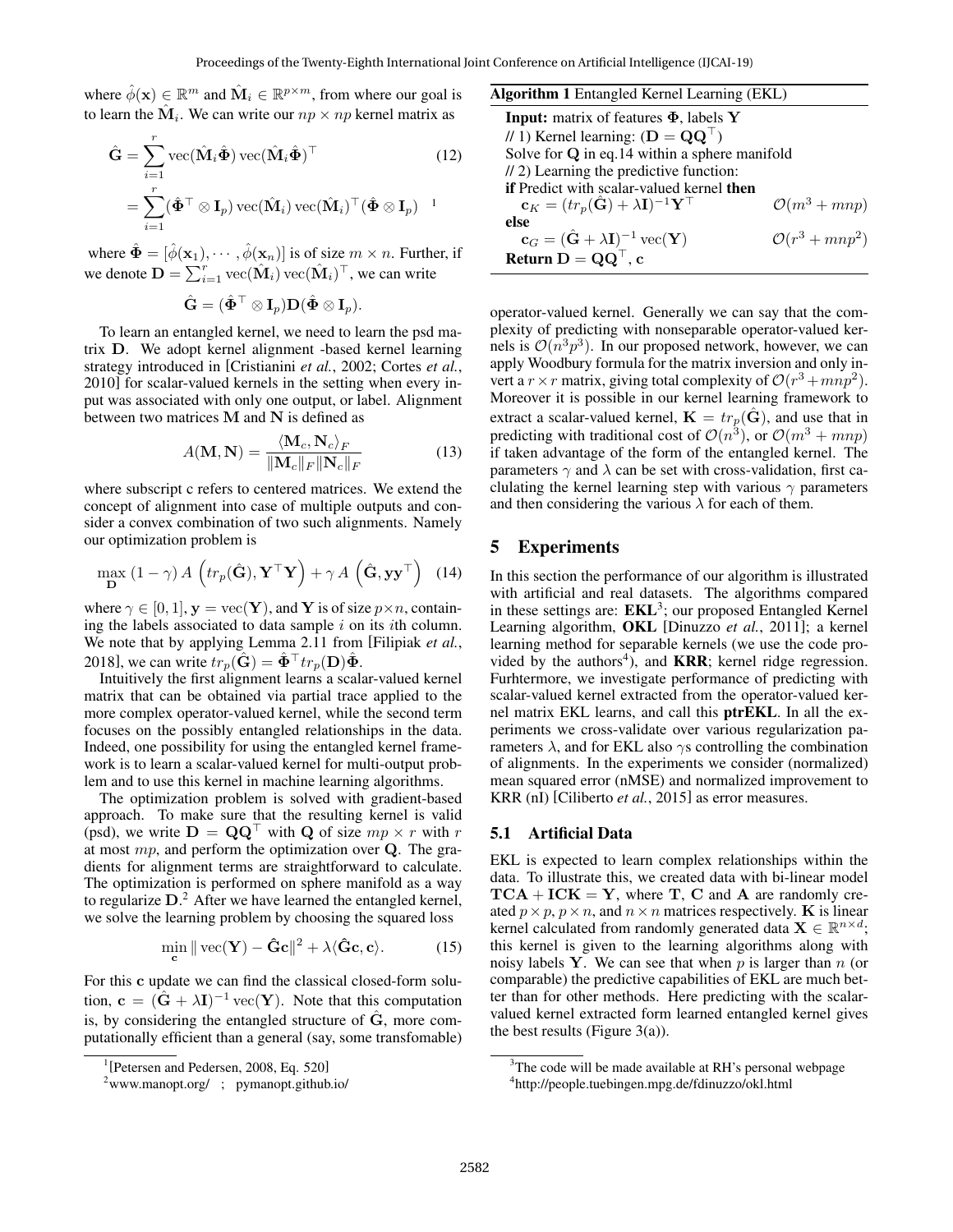where $\hat{\phi}(\mathbf{x}) \in \mathbb{R}^m$ and $\hat{\mathbf{M}}_i \in \mathbb{R}^{p \times m}$, from where our goal is to learn the $\hat{\mathbf{M}}_i$. We can write our $np \times np$ kernel matrix as

$$\hat{\mathbf{G}} = \sum_{i=1}^{r} \operatorname{vec}(\hat{\mathbf{M}}_i \hat{\mathbf{\Phi}}) \operatorname{vec}(\hat{\mathbf{M}}_i \hat{\mathbf{\Phi}})^\top \tag{12}$$

$$= \sum_{i=1}^{r} (\hat{\mathbf{\Phi}}^\top \otimes \mathbf{I}_p) \operatorname{vec}(\hat{\mathbf{M}}_i) \operatorname{vec}(\hat{\mathbf{M}}_i)^\top (\hat{\mathbf{\Phi}} \otimes \mathbf{I}_p) \quad ^1$$

where $\hat{\mathbf{\Phi}} = [\hat{\phi}(\mathbf{x}_1), \cdots, \hat{\phi}(\mathbf{x}_n)]$ is of size $m \times n$. Further, if we denote $\mathbf{D} = \sum_{i=1}^{r} \operatorname{vec}(\hat{\mathbf{M}}_i) \operatorname{vec}(\hat{\mathbf{M}}_i)^\top$, we can write

$$\hat{\mathbf{G}} = (\hat{\mathbf{\Phi}}^\top \otimes \mathbf{I}_p) \mathbf{D} (\hat{\mathbf{\Phi}} \otimes \mathbf{I}_p).$$

To learn an entangled kernel, we need to learn the psd matrix $\mathbf{D}$. We adopt kernel alignment -based kernel learning strategy introduced in [Cristianini *et al.*, 2002; Cortes *et al.*, 2010] for scalar-valued kernels in the setting when every input was associated with only one output, or label. Alignment between two matrices $\mathbf{M}$ and $\mathbf{N}$ is defined as

$$A(\mathbf{M}, \mathbf{N}) = \frac{\langle \mathbf{M}_c, \mathbf{N}_c \rangle_F}{\|\mathbf{M}_c\|_F \|\mathbf{N}_c\|_F} \tag{13}$$

where subscript c refers to centered matrices. We extend the concept of alignment into case of multiple outputs and consider a convex combination of two such alignments. Namely our optimization problem is

$$\max_{\mathbf{D}} \; (1-\gamma)\, A\left(tr_p(\hat{\mathbf{G}}), \mathbf{Y}^\top \mathbf{Y}\right) + \gamma\, A\left(\hat{\mathbf{G}}, \mathbf{y}\mathbf{y}^\top\right) \tag{14}$$

where $\gamma \in [0, 1]$, $\mathbf{y} = \operatorname{vec}(\mathbf{Y})$, and $\mathbf{Y}$ is of size $p \times n$, containing the labels associated to data sample $i$ on its $i$th column. We note that by applying Lemma 2.11 from [Filipiak *et al.*, 2018], we can write $tr_p(\hat{\mathbf{G}}) = \hat{\mathbf{\Phi}}^\top tr_p(\mathbf{D}) \hat{\mathbf{\Phi}}$.

Intuitively the first alignment learns a scalar-valued kernel matrix that can be obtained via partial trace applied to the more complex operator-valued kernel, while the second term focuses on the possibly entangled relationships in the data. Indeed, one possibility for using the entangled kernel framework is to learn a scalar-valued kernel for multi-output problem and to use this kernel in machine learning algorithms.

The optimization problem is solved with gradient-based approach. To make sure that the resulting kernel is valid (psd), we write $\mathbf{D} = \mathbf{Q}\mathbf{Q}^\top$ with $\mathbf{Q}$ of size $mp \times r$ with $r$ at most $mp$, and perform the optimization over $\mathbf{Q}$. The gradients for alignment terms are straightforward to calculate. The optimization is performed on sphere manifold as a way to regularize $\mathbf{D}$.[2] After we have learned the entangled kernel, we solve the learning problem by choosing the squared loss

$$\min_{\mathbf{c}} \|\operatorname{vec}(\mathbf{Y}) - \hat{\mathbf{G}}\mathbf{c}\|^2 + \lambda \langle \hat{\mathbf{G}}\mathbf{c}, \mathbf{c} \rangle. \tag{15}$$

For this $\mathbf{c}$ update we can find the classical closed-form solution, $\mathbf{c} = (\hat{\mathbf{G}} + \lambda \mathbf{I})^{-1} \operatorname{vec}(\mathbf{Y})$. Note that this computation is, by considering the entangled structure of $\hat{\mathbf{G}}$, more computationally efficient than a general (say, some transfomable) operator-valued kernel. Generally we can say that the complexity of predicting with nonseparable operator-valued kernels is $\mathcal{O}(n^3 p^3)$. In our proposed network, however, we can apply Woodbury formula for the matrix inversion and only invert a $r \times r$ matrix, giving total complexity of $\mathcal{O}(r^3 + mnp^2)$. Moreover it is possible in our kernel learning framework to extract a scalar-valued kernel, $\mathbf{K} = tr_p(\hat{\mathbf{G}})$, and use that in predicting with traditional cost of $\mathcal{O}(n^3)$, or $\mathcal{O}(m^3 + mnp)$ if taken advantage of the form of the entangled kernel. The parameters $\gamma$ and $\lambda$ can be set with cross-validation, first caculating the kernel learning step with various $\gamma$ parameters and then considering the various $\lambda$ for each of them.

[1] [Petersen and Pedersen, 2008, Eq. 520]

[2] www.manopt.org/ ; pymanopt.github.io/

**Algorithm 1** Entangled Kernel Learning (EKL)

**Input:** matrix of features $\mathbf{\Phi}$, labels $\mathbf{Y}$
// 1) Kernel learning: ($\mathbf{D} = \mathbf{Q}\mathbf{Q}^\top$)
Solve for $\mathbf{Q}$ in eq.14 within a sphere manifold
// 2) Learning the predictive function:
**if** Predict with scalar-valued kernel **then**
  $\mathbf{c}_K = (tr_p(\hat{\mathbf{G}}) + \lambda \mathbf{I})^{-1} \mathbf{Y}^\top$  $\mathcal{O}(m^3 + mnp)$
**else**
  $\mathbf{c}_G = (\hat{\mathbf{G}} + \lambda \mathbf{I})^{-1} \operatorname{vec}(\mathbf{Y})$  $\mathcal{O}(r^3 + mnp^2)$
**Return** $\mathbf{D} = \mathbf{Q}\mathbf{Q}^\top$, $\mathbf{c}$

## 5 Experiments

In this section the performance of our algorithm is illustrated with artificial and real datasets. The algorithms compared in these settings are: **EKL**[3]; our proposed Entangled Kernel Learning algorithm, **OKL** [Dinuzzo *et al.*, 2011]; a kernel learning method for separable kernels (we use the code provided by the authors[4]), and **KRR**; kernel ridge regression. Furhtermore, we investigate performance of predicting with scalar-valued kernel extracted from the operator-valued kernel matrix EKL learns, and call this **ptrEKL**. In all the experiments we cross-validate over various regularization parameters $\lambda$, and for EKL also $\gamma$s controlling the combination of alignments. In the experiments we consider (normalized) mean squared error (nMSE) and normalized improvement to KRR (nI) [Ciliberto *et al.*, 2015] as error measures.

### 5.1 Artificial Data

EKL is expected to learn complex relationships within the data. To illustrate this, we created data with bi-linear model $\mathbf{TCA} + \mathbf{ICK} = \mathbf{Y}$, where $\mathbf{T}$, $\mathbf{C}$ and $\mathbf{A}$ are randomly created $p \times p$, $p \times n$, and $n \times n$ matrices respectively. $\mathbf{K}$ is linear kernel calculated from randomly generated data $\mathbf{X} \in \mathbb{R}^{n \times d}$; this kernel is given to the learning algorithms along with noisy labels $\mathbf{Y}$. We can see that when $p$ is larger than $n$ (or comparable) the predictive capabilities of EKL are much better than for other methods. Here predicting with the scalar-valued kernel extracted form learned entangled kernel gives the best results (Figure 3(a)).

[3] The code will be made available at RH's personal webpage

[4] http://people.tuebingen.mpg.de/fdinuzzo/okl.html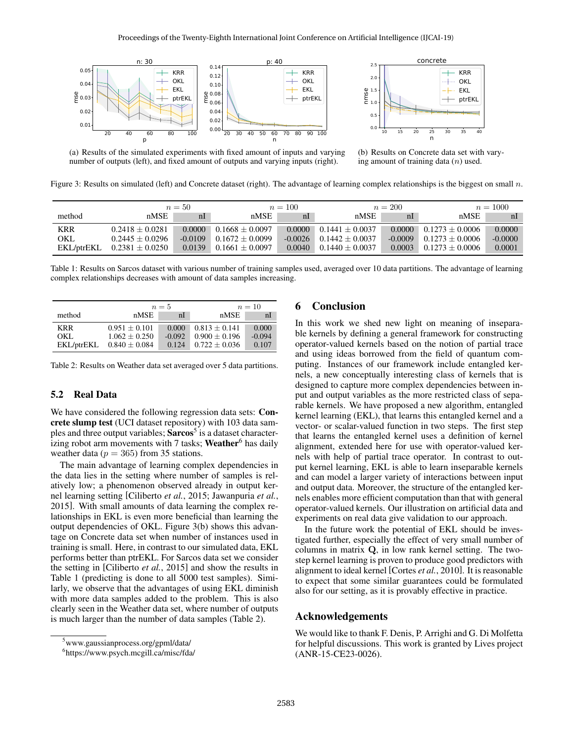Figure 3: Results on simulated (left) and Concrete dataset (right). The advantage of learning complex relationships is the biggest on small $n$.

(a) Results of the simulated experiments with fixed amount of inputs and varying number of outputs (left), and fixed amount of outputs and varying inputs (right).

(b) Results on Concrete data set with varying amount of training data ($n$) used.

| method | $n = 50$ | | $n = 100$ | | $n = 200$ | | $n = 1000$ | |
|---|---|---|---|---|---|---|---|---|
| | nMSE | nI | nMSE | nI | nMSE | nI | nMSE | nI |
| KRR | $0.2418 \pm 0.0281$ | 0.0000 | $0.1668 \pm 0.0097$ | 0.0000 | $0.1441 \pm 0.0037$ | 0.0000 | $0.1273 \pm 0.0006$ | 0.0000 |
| OKL | $0.2445 \pm 0.0296$ | -0.0109 | $0.1672 \pm 0.0099$ | -0.0026 | $0.1442 \pm 0.0037$ | -0.0009 | $0.1273 \pm 0.0006$ | -0.0000 |
| EKL/ptrEKL | $0.2381 \pm 0.0250$ | 0.0139 | $0.1661 \pm 0.0097$ | 0.0040 | $0.1440 \pm 0.0037$ | 0.0003 | $0.1273 \pm 0.0006$ | 0.0001 |

Table 1: Results on Sarcos dataset with various number of training samples used, averaged over 10 data partitions. The advantage of learning complex relationships decreases with amount of data samples increasing.

| method | $n = 5$ | | $n = 10$ | |
|---|---|---|---|---|
| | nMSE | nI | nMSE | nI |
| KRR | $0.951 \pm 0.101$ | 0.000 | $0.813 \pm 0.141$ | 0.000 |
| OKL | $1.062 \pm 0.250$ | -0.092 | $0.900 \pm 0.196$ | -0.094 |
| EKL/ptrEKL | $0.840 \pm 0.084$ | 0.124 | $0.722 \pm 0.036$ | 0.107 |

Table 2: Results on Weather data set averaged over 5 data partitions.

## 5.2 Real Data

We have considered the following regression data sets: **Concrete slump test** (UCI dataset repository) with 103 data samples and three output variables; **Sarcos**[5] is a dataset characterizing robot arm movements with 7 tasks; **Weather**[6] has daily weather data ($p = 365$) from 35 stations.

The main advantage of learning complex dependencies in the data lies in the setting where number of samples is relatively low; a phenomenon observed already in output kernel learning setting [Ciliberto *et al.*, 2015; Jawanpuria *et al.*, 2015]. With small amounts of data learning the complex relationships in EKL is even more beneficial than learning the output dependencies of OKL. Figure 3(b) shows this advantage on Concrete data set when number of instances used in training is small. Here, in contrast to our simulated data, EKL performs better than ptrEKL. For Sarcos data set we consider the setting in [Ciliberto *et al.*, 2015] and show the results in Table 1 (predicting is done to all 5000 test samples). Similarly, we observe that the advantages of using EKL diminish with more data samples added to the problem. This is also clearly seen in the Weather data set, where number of outputs is much larger than the number of data samples (Table 2).

[5] www.gaussianprocess.org/gpml/data/

[6] https://www.psych.mcgill.ca/misc/fda/

## 6 Conclusion

In this work we shed new light on meaning of inseparable kernels by defining a general framework for constructing operator-valued kernels based on the notion of partial trace and using ideas borrowed from the field of quantum computing. Instances of our framework include entangled kernels, a new conceptually interesting class of kernels that is designed to capture more complex dependencies between input and output variables as the more restricted class of separable kernels. We have proposed a new algorithm, entangled kernel learning (EKL), that learns this entangled kernel and a vector- or scalar-valued function in two steps. The first step that learns the entangled kernel uses a definition of kernel alignment, extended here for use with operator-valued kernels with help of partial trace operator. In contrast to output kernel learning, EKL is able to learn inseparable kernels and can model a larger variety of interactions between input and output data. Moreover, the structure of the entangled kernels enables more efficient computation than that with general operator-valued kernels. Our illustration on artificial data and experiments on real data give validation to our approach.

In the future work the potential of EKL should be investigated further, especially the effect of very small number of columns in matrix $\mathbf{Q}$, in low rank kernel setting. The two-step kernel learning is proven to produce good predictors with alignment to ideal kernel [Cortes *et al.*, 2010]. It is reasonable to expect that some similar guarantees could be formulated also for our setting, as it is provably effective in practice.

## Acknowledgements

We would like to thank F. Denis, P. Arrighi and G. Di Molfetta for helpful discussions. This work is granted by Lives project (ANR-15-CE23-0026).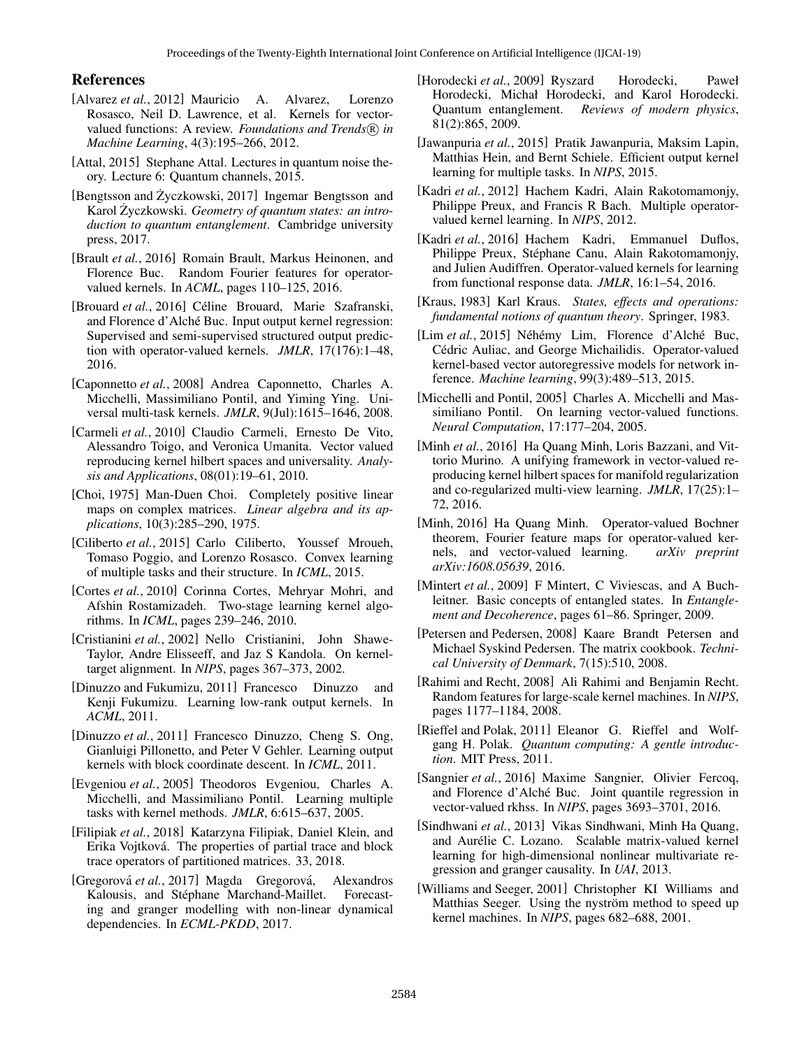## References

[Alvarez *et al.*, 2012] Mauricio A. Alvarez, Lorenzo Rosasco, Neil D. Lawrence, et al. Kernels for vector-valued functions: A review. *Foundations and Trends® in Machine Learning*, 4(3):195–266, 2012.

[Attal, 2015] Stephane Attal. Lectures in quantum noise theory. Lecture 6: Quantum channels, 2015.

[Bengtsson and Życzkowski, 2017] Ingemar Bengtsson and Karol Życzkowski. *Geometry of quantum states: an introduction to quantum entanglement*. Cambridge university press, 2017.

[Brault *et al.*, 2016] Romain Brault, Markus Heinonen, and Florence Buc. Random Fourier features for operator-valued kernels. In *ACML*, pages 110–125, 2016.

[Brouard *et al.*, 2016] Céline Brouard, Marie Szafranski, and Florence d'Alché Buc. Input output kernel regression: Supervised and semi-supervised structured output prediction with operator-valued kernels. *JMLR*, 17(176):1–48, 2016.

[Caponnetto *et al.*, 2008] Andrea Caponnetto, Charles A. Micchelli, Massimiliano Pontil, and Yiming Ying. Universal multi-task kernels. *JMLR*, 9(Jul):1615–1646, 2008.

[Carmeli *et al.*, 2010] Claudio Carmeli, Ernesto De Vito, Alessandro Toigo, and Veronica Umanita. Vector valued reproducing kernel hilbert spaces and universality. *Analysis and Applications*, 08(01):19–61, 2010.

[Choi, 1975] Man-Duen Choi. Completely positive linear maps on complex matrices. *Linear algebra and its applications*, 10(3):285–290, 1975.

[Ciliberto *et al.*, 2015] Carlo Ciliberto, Youssef Mroueh, Tomaso Poggio, and Lorenzo Rosasco. Convex learning of multiple tasks and their structure. In *ICML*, 2015.

[Cortes *et al.*, 2010] Corinna Cortes, Mehryar Mohri, and Afshin Rostamizadeh. Two-stage learning kernel algorithms. In *ICML*, pages 239–246, 2010.

[Cristianini *et al.*, 2002] Nello Cristianini, John Shawe-Taylor, Andre Elisseeff, and Jaz S Kandola. On kernel-target alignment. In *NIPS*, pages 367–373, 2002.

[Dinuzzo and Fukumizu, 2011] Francesco Dinuzzo and Kenji Fukumizu. Learning low-rank output kernels. In *ACML*, 2011.

[Dinuzzo *et al.*, 2011] Francesco Dinuzzo, Cheng S. Ong, Gianluigi Pillonetto, and Peter V Gehler. Learning output kernels with block coordinate descent. In *ICML*, 2011.

[Evgeniou *et al.*, 2005] Theodoros Evgeniou, Charles A. Micchelli, and Massimiliano Pontil. Learning multiple tasks with kernel methods. *JMLR*, 6:615–637, 2005.

[Filipiak *et al.*, 2018] Katarzyna Filipiak, Daniel Klein, and Erika Vojtková. The properties of partial trace and block trace operators of partitioned matrices. 33, 2018.

[Gregorová *et al.*, 2017] Magda Gregorová, Alexandros Kalousis, and Stéphane Marchand-Maillet. Forecasting and granger modelling with non-linear dynamical dependencies. In *ECML-PKDD*, 2017.

[Horodecki *et al.*, 2009] Ryszard Horodecki, Paweł Horodecki, Michał Horodecki, and Karol Horodecki. Quantum entanglement. *Reviews of modern physics*, 81(2):865, 2009.

[Jawanpuria *et al.*, 2015] Pratik Jawanpuria, Maksim Lapin, Matthias Hein, and Bernt Schiele. Efficient output kernel learning for multiple tasks. In *NIPS*, 2015.

[Kadri *et al.*, 2012] Hachem Kadri, Alain Rakotomamonjy, Philippe Preux, and Francis R Bach. Multiple operator-valued kernel learning. In *NIPS*, 2012.

[Kadri *et al.*, 2016] Hachem Kadri, Emmanuel Duflos, Philippe Preux, Stéphane Canu, Alain Rakotomamonjy, and Julien Audiffren. Operator-valued kernels for learning from functional response data. *JMLR*, 16:1–54, 2016.

[Kraus, 1983] Karl Kraus. *States, effects and operations: fundamental notions of quantum theory*. Springer, 1983.

[Lim *et al.*, 2015] Néhémy Lim, Florence d'Alché Buc, Cédric Auliac, and George Michailidis. Operator-valued kernel-based vector autoregressive models for network inference. *Machine learning*, 99(3):489–513, 2015.

[Micchelli and Pontil, 2005] Charles A. Micchelli and Massimiliano Pontil. On learning vector-valued functions. *Neural Computation*, 17:177–204, 2005.

[Minh *et al.*, 2016] Ha Quang Minh, Loris Bazzani, and Vittorio Murino. A unifying framework in vector-valued reproducing kernel hilbert spaces for manifold regularization and co-regularized multi-view learning. *JMLR*, 17(25):1–72, 2016.

[Minh, 2016] Ha Quang Minh. Operator-valued Bochner theorem, Fourier feature maps for operator-valued kernels, and vector-valued learning. *arXiv preprint arXiv:1608.05639*, 2016.

[Mintert *et al.*, 2009] F Mintert, C Viviescas, and A Buchleitner. Basic concepts of entangled states. In *Entanglement and Decoherence*, pages 61–86. Springer, 2009.

[Petersen and Pedersen, 2008] Kaare Brandt Petersen and Michael Syskind Pedersen. The matrix cookbook. *Technical University of Denmark*, 7(15):510, 2008.

[Rahimi and Recht, 2008] Ali Rahimi and Benjamin Recht. Random features for large-scale kernel machines. In *NIPS*, pages 1177–1184, 2008.

[Rieffel and Polak, 2011] Eleanor G. Rieffel and Wolfgang H. Polak. *Quantum computing: A gentle introduction*. MIT Press, 2011.

[Sangnier *et al.*, 2016] Maxime Sangnier, Olivier Fercoq, and Florence d'Alché Buc. Joint quantile regression in vector-valued rkhss. In *NIPS*, pages 3693–3701, 2016.

[Sindhwani *et al.*, 2013] Vikas Sindhwani, Minh Ha Quang, and Aurélie C. Lozano. Scalable matrix-valued kernel learning for high-dimensional nonlinear multivariate regression and granger causality. In *UAI*, 2013.

[Williams and Seeger, 2001] Christopher KI Williams and Matthias Seeger. Using the nyström method to speed up kernel machines. In *NIPS*, pages 682–688, 2001.